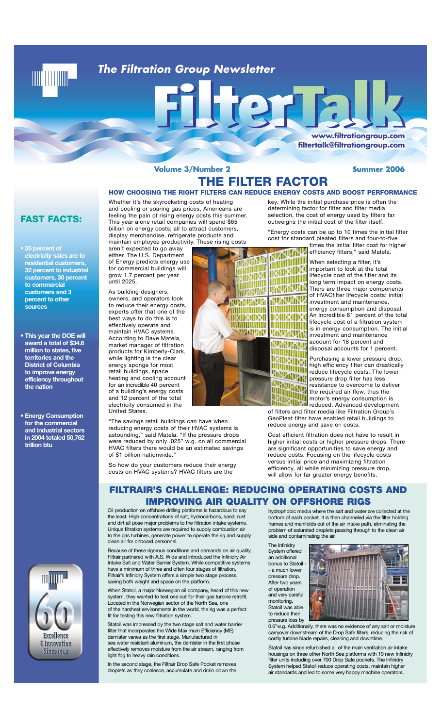*The Filtration Group Newsletter*

# FilterTalk

www.filtrationgroup.com
filtertalk@filtrationgroup.com

Volume 3/Number 2 — Summer 2006

## FAST FACTS:

- **35 percent of electricity sales are to residential customers, 32 percent to industrial customers, 30 percent to commercial customers and 3 percent to other sources**
- **This year the DOE will award a total of $34.6 million to states, five territories and the District of Columbia to improve energy efficiency throughout the nation**
- **Energy Consumption for the commercial and industrial sectors in 2004 totaled 50,762 trillion btu**

60 Excellence & Innovation Since 1942

## THE FILTER FACTOR

### HOW CHOOSING THE RIGHT FILTERS CAN REDUCE ENERGY COSTS AND BOOST PERFORMANCE

Whether it's the skyrocketing costs of heating and cooling or soaring gas prices, Americans are feeling the pain of rising energy costs this summer. This year alone retail companies will spend $65 billion on energy costs; all to attract customers, display merchandise, refrigerate products and maintain employee productivity. These rising costs aren't expected to go away either. The U.S. Department of Energy predicts energy use for commercial buildings will grow 1.7 percent per year until 2025.

As building designers, owners, and operators look to reduce their energy costs, experts offer that one of the best ways to do this is to effectively operate and maintain HVAC systems. According to Dave Matela, market manager of filtration products for Kimberly-Clark, while lighting is the clear energy sponge for most retail buildings, space heating and cooling account for an incredible 40 percent of a building's energy costs and 12 percent of the total electricity consumed in the United States.

"The savings retail buildings can have when reducing energy costs of their HVAC systems is astounding," said Matela. "If the pressure drops were reduced by only .025" w.g. on all commercial HVAC filters there would be an estimated savings of $1 billion nationwide."

So how do your customers reduce their energy costs on HVAC systems? HVAC filters are the key. While the initial purchase price is often the determining factor for filter and filter media selection, the cost of energy used by filters far outweighs the initial cost of the filter itself.

"Energy costs can be up to 10 times the initial filter cost for standard pleated filters and four-to-five times the initial filter cost for higher efficiency filters," said Matela.

When selecting a filter, it's important to look at the total lifecycle cost of the filter and its long term impact on energy costs. There are three major components of HVACfilter lifecycle costs: initial investment and maintenance, energy consumption and disposal. An incredible 81 percent of the total lifecycle cost of a filtration system is in energy consumption. The initial investment and maintenance account for 18 percent and disposal accounts for 1 percent.

Purchasing a lower pressure drop, high efficiency filter can drastically reduce lifecycle costs. The lower pressure drop filter has less resistance to overcome to deliver the required air flow, thus the motor's energy consumption is reduced. Advanced development of filters and filter media like Filtration Group's GeoPleat filter have enabled retail buildings to reduce energy and save on costs.

Cost efficient filtration does not have to result in higher initial costs or higher pressure drops. There are significant opportunities to save energy and reduce costs. Focusing on the lifecycle costs versus initial price and maximizing filtration efficiency, all while minimizing pressure drop, will allow for far greater energy benefits.

## FILTRAIR'S CHALLENGE: REDUCING OPERATING COSTS AND IMPROVING AIR QUALITY ON OFFSHORE RIGS

Oil production on offshore drilling platforms is hazardous to say the least. High concentrations of salt, hydrocarbons, sand, rust and dirt all pose major problems to the filtration intake systems. Unique filtration systems are required to supply combustion air to the gas turbines, generate power to operate the rig and supply clean air for onboard personnel.

Because of these rigorous conditions and demands on air quality, Filtrair partnered with A.S. Wide and introduced the Infinidry Air Intake Salt and Water Barrier System. While competitive systems have a minimum of three and often four stages of filtration, Filtrair's Infinidry System offers a simple two stage process, saving both weight and space on the platform.

When Statoil, a major Norwegian oil company, heard of this new system, they wanted to test one out for their gas turbine retrofit. Located in the Norwegian sector of the North Sea, one of the harshest environments in the world, the rig was a perfect fit for testing this new filtration system.

Statoil was impressed by the two stage salt and water barrier filter that incorporates the Wide Maximum Efficiency (ME) demister vanes as the first stage. Manufactured in sea water resistant aluminum, the demister in the first phase effectively removes moisture from the air stream, ranging from light fog to heavy rain conditions.

In the second stage, the Filtrair Drop Safe Pocket removes droplets as they coalesce, accumulate and drain down the hydrophobic media where the salt and water are collected at the bottom of each pocket. It is then channeled via the filter holding frames and manifolds out of the air intake path, eliminating the problem of saturated droplets passing through to the clean air side and contaminating the air.

The Infinidry System offered an additional bonus to Statoil - a much lower pressure drop. After two years of operation and very careful monitoring, Statoil was able to reduce their pressure loss by 0.6"w.g. Additionally, there was no evidence of any salt or moisture carryover downstream of the Drop Safe filters, reducing the risk of costly turbine blade repairs, cleaning and downtime.

Statoil has since refurbished all of the main ventilation air intake housings on three other North Sea platforms with 19 new Infinidry filter units including over 700 Drop Safe pockets. The Infinidry System helped Statoil reduce operating costs, maintain higher air standards and led to some very happy machine operators.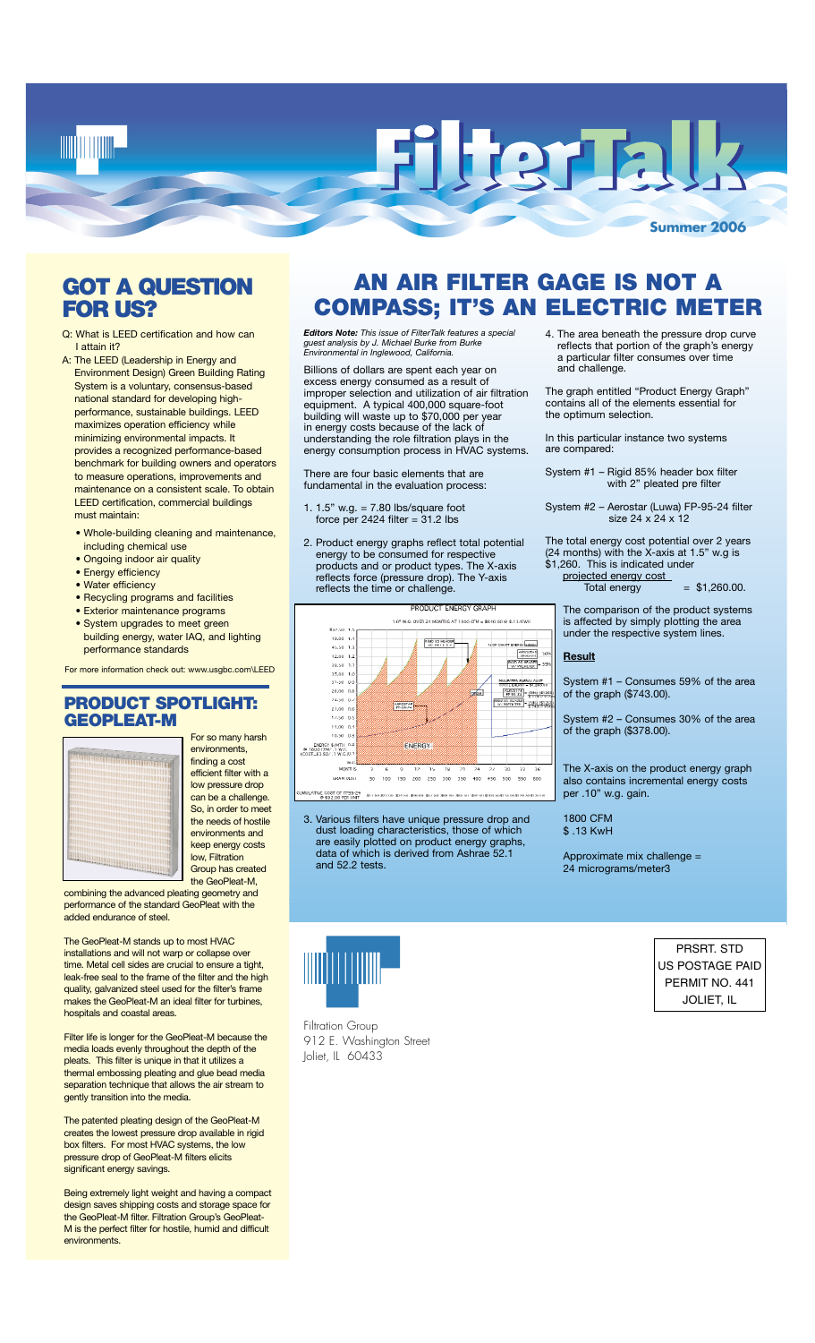# FilterTalk

**Summer 2006**

## GOT A QUESTION FOR US?

Q: What is LEED certification and how can I attain it?

A: The LEED (Leadership in Energy and Environment Design) Green Building Rating System is a voluntary, consensus-based national standard for developing high-performance, sustainable buildings. LEED maximizes operation efficiency while minimizing environmental impacts. It provides a recognized performance-based benchmark for building owners and operators to measure operations, improvements and maintenance on a consistent scale. To obtain LEED certification, commercial buildings must maintain:

- Whole-building cleaning and maintenance, including chemical use
- Ongoing indoor air quality
- Energy efficiency
- Water efficiency
- Recycling programs and facilities
- Exterior maintenance programs
- System upgrades to meet green building energy, water IAQ, and lighting performance standards

For more information check out: www.usgbc.com\LEED

## PRODUCT SPOTLIGHT: GEOPLEAT-M

For so many harsh environments, finding a cost efficient filter with a low pressure drop can be a challenge. So, in order to meet the needs of hostile environments and keep energy costs low, Filtration Group has created the GeoPleat-M, combining the advanced pleating geometry and performance of the standard GeoPleat with the added endurance of steel.

The GeoPleat-M stands up to most HVAC installations and will not warp or collapse over time. Metal cell sides are crucial to ensure a tight, leak-free seal to the frame of the filter and the high quality, galvanized steel used for the filter's frame makes the GeoPleat-M an ideal filter for turbines, hospitals and coastal areas.

Filter life is longer for the GeoPleat-M because the media loads evenly throughout the depth of the pleats. This filter is unique in that it utilizes a thermal embossing pleating and glue bead media separation technique that allows the air stream to gently transition into the media.

The patented pleating design of the GeoPleat-M creates the lowest pressure drop available in rigid box filters. For most HVAC systems, the low pressure drop of GeoPleat-M filters elicits significant energy savings.

Being extremely light weight and having a compact design saves shipping costs and storage space for the GeoPleat-M filter. Filtration Group's GeoPleat-M is the perfect filter for hostile, humid and difficult environments.

## AN AIR FILTER GAGE IS NOT A COMPASS; IT'S AN ELECTRIC METER

***Editors Note:** This issue of FilterTalk features a special guest analysis by J. Michael Burke from Burke Environmental in Inglewood, California.*

Billions of dollars are spent each year on excess energy consumed as a result of improper selection and utilization of air filtration equipment. A typical 400,000 square-foot building will waste up to $70,000 per year in energy costs because of the lack of understanding the role filtration plays in the energy consumption process in HVAC systems.

There are four basic elements that are fundamental in the evaluation process:

1. 1.5" w.g. = 7.80 lbs/square foot force per 2424 filter = 31.2 lbs
2. Product energy graphs reflect total potential energy to be consumed for respective products and or product types. The X-axis reflects force (pressure drop). The Y-axis reflects the time or challenge.

PRODUCT ENERGY GRAPH

1.5" W.G. OVER 24 MONTHS AT 1800 CFM = $840.00 @ $.13 KWH

ENERGY

MONTHS 3 6 9 12 15 18 21 24 27 30 33 36

GRAM DUST 50 100 150 200 250 300 350 400 450 500 550 600

3. Various filters have unique pressure drop and dust loading characteristics, those of which are easily plotted on product energy graphs, data of which is derived from Ashrae 52.1 and 52.2 tests.
4. The area beneath the pressure drop curve reflects that portion of the graph's energy a particular filter consumes over time and challenge.

The graph entitled "Product Energy Graph" contains all of the elements essential for the optimum selection.

In this particular instance two systems are compared:

System #1 – Rigid 85% header box filter with 2" pleated pre filter

System #2 – Aerostar (Luwa) FP-95-24 filter size 24 x 24 x 12

The total energy cost potential over 2 years (24 months) with the X-axis at 1.5" w.g is $1,260. This is indicated under projected energy cost
Total energy = $1,260.00.

The comparison of the product systems is affected by simply plotting the area under the respective system lines.

**Result**

System #1 – Consumes 59% of the area of the graph ($743.00).

System #2 – Consumes 30% of the area of the graph ($378.00).

The X-axis on the product energy graph also contains incremental energy costs per .10" w.g. gain.

1800 CFM
$ .13 KwH

Approximate mix challenge = 24 micrograms/meter3

Filtration Group
912 E. Washington Street
Joliet, IL 60433

PRSRT. STD
US POSTAGE PAID
PERMIT NO. 441
JOLIET, IL